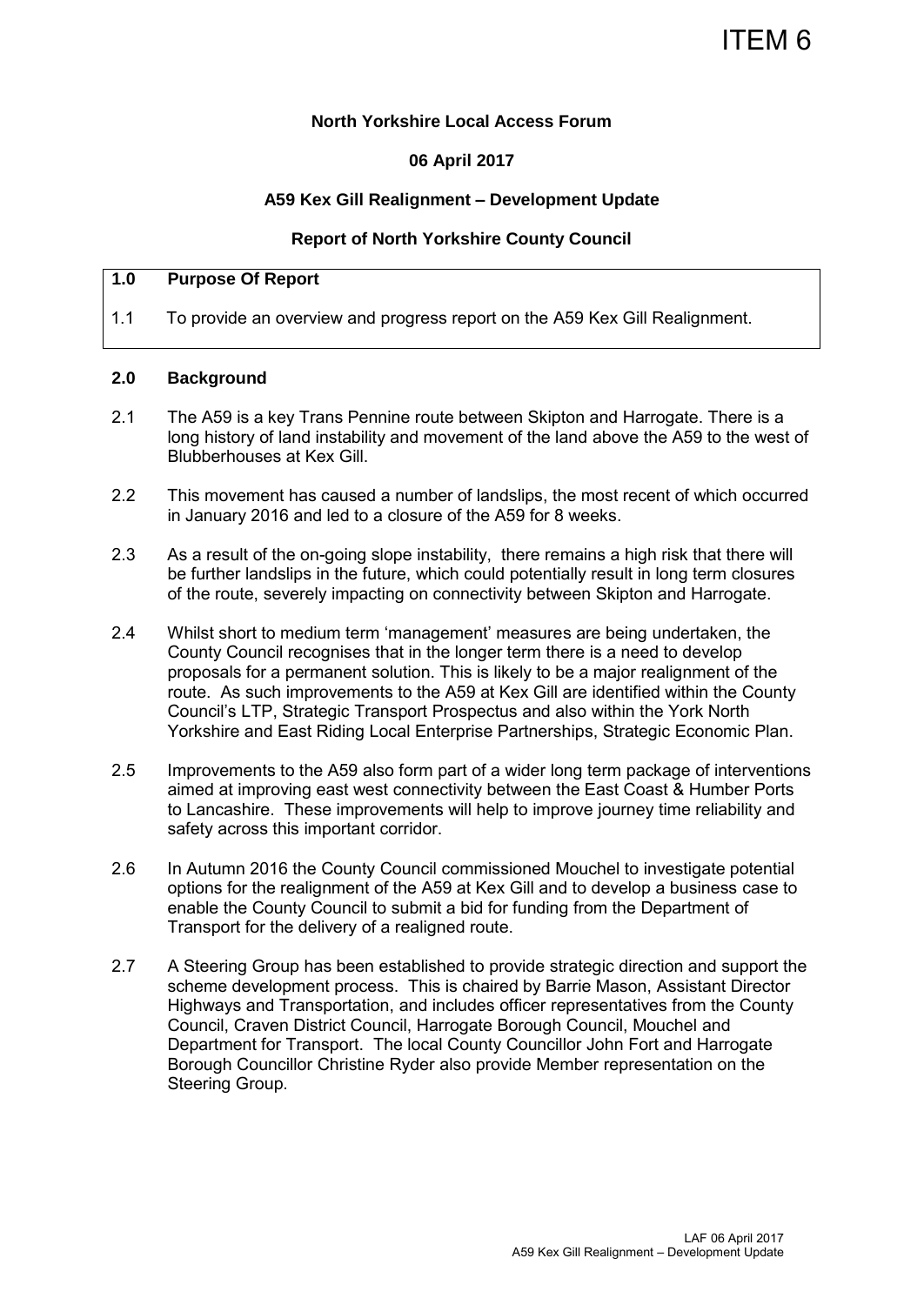ITEM 6

**North Yorkshire Local Access Forum**

**06 April 2017**

**A59 Kex Gill Realignment – Development Update**

**Report of North Yorkshire County Council**

## 1.0 Purpose Of Report

1.1 To provide an overview and progress report on the A59 Kex Gill Realignment.

## 2.0 Background

2.1 The A59 is a key Trans Pennine route between Skipton and Harrogate. There is a long history of land instability and movement of the land above the A59 to the west of Blubberhouses at Kex Gill.

2.2 This movement has caused a number of landslips, the most recent of which occurred in January 2016 and led to a closure of the A59 for 8 weeks.

2.3 As a result of the on-going slope instability, there remains a high risk that there will be further landslips in the future, which could potentially result in long term closures of the route, severely impacting on connectivity between Skipton and Harrogate.

2.4 Whilst short to medium term 'management' measures are being undertaken, the County Council recognises that in the longer term there is a need to develop proposals for a permanent solution. This is likely to be a major realignment of the route. As such improvements to the A59 at Kex Gill are identified within the County Council's LTP, Strategic Transport Prospectus and also within the York North Yorkshire and East Riding Local Enterprise Partnerships, Strategic Economic Plan.

2.5 Improvements to the A59 also form part of a wider long term package of interventions aimed at improving east west connectivity between the East Coast & Humber Ports to Lancashire. These improvements will help to improve journey time reliability and safety across this important corridor.

2.6 In Autumn 2016 the County Council commissioned Mouchel to investigate potential options for the realignment of the A59 at Kex Gill and to develop a business case to enable the County Council to submit a bid for funding from the Department of Transport for the delivery of a realigned route.

2.7 A Steering Group has been established to provide strategic direction and support the scheme development process. This is chaired by Barrie Mason, Assistant Director Highways and Transportation, and includes officer representatives from the County Council, Craven District Council, Harrogate Borough Council, Mouchel and Department for Transport. The local County Councillor John Fort and Harrogate Borough Councillor Christine Ryder also provide Member representation on the Steering Group.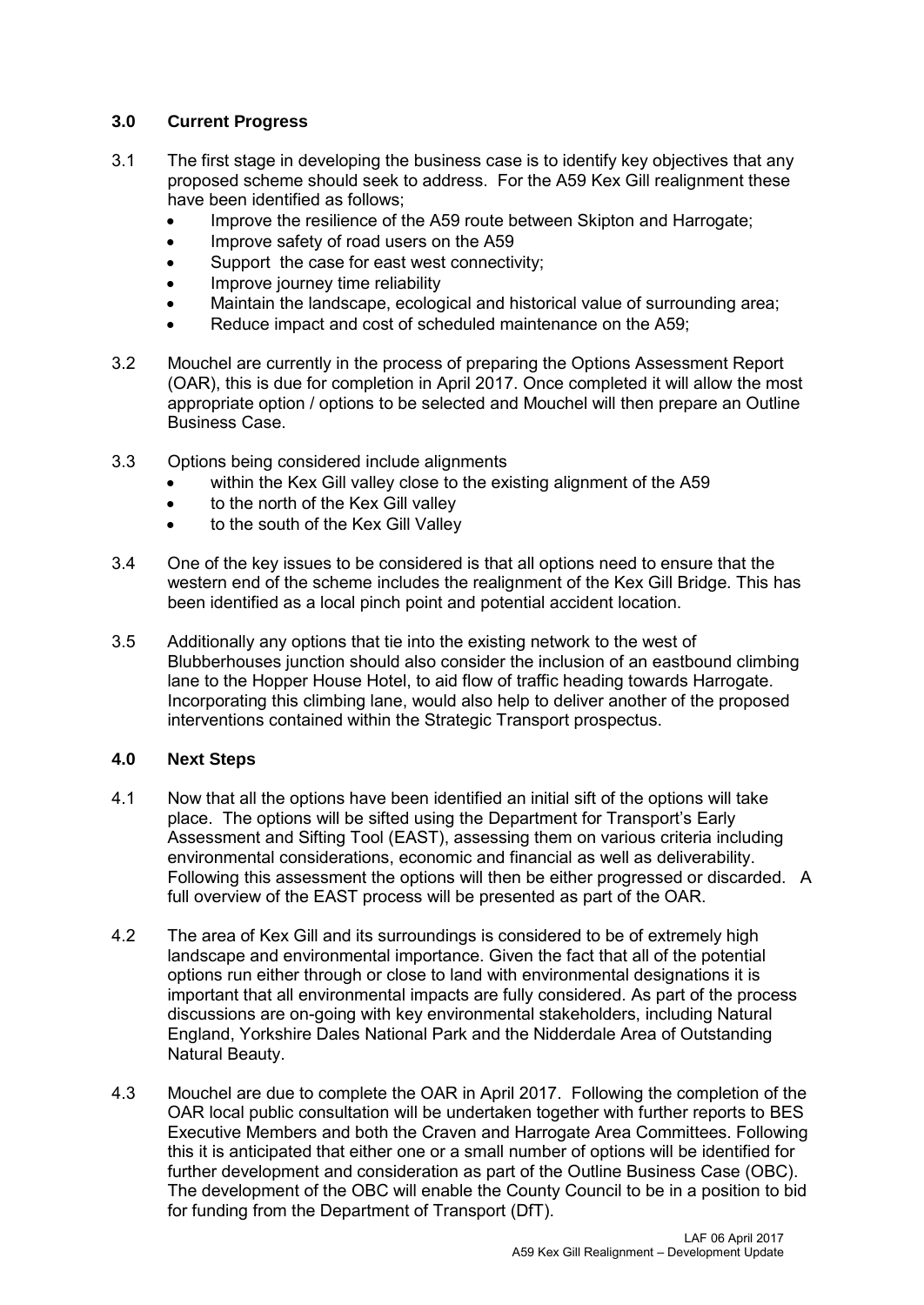## 3.0 Current Progress

3.1 The first stage in developing the business case is to identify key objectives that any proposed scheme should seek to address. For the A59 Kex Gill realignment these have been identified as follows;

- Improve the resilience of the A59 route between Skipton and Harrogate;
- Improve safety of road users on the A59
- Support the case for east west connectivity;
- Improve journey time reliability
- Maintain the landscape, ecological and historical value of surrounding area;
- Reduce impact and cost of scheduled maintenance on the A59;

3.2 Mouchel are currently in the process of preparing the Options Assessment Report (OAR), this is due for completion in April 2017. Once completed it will allow the most appropriate option / options to be selected and Mouchel will then prepare an Outline Business Case.

3.3 Options being considered include alignments

- within the Kex Gill valley close to the existing alignment of the A59
- to the north of the Kex Gill valley
- to the south of the Kex Gill Valley

3.4 One of the key issues to be considered is that all options need to ensure that the western end of the scheme includes the realignment of the Kex Gill Bridge. This has been identified as a local pinch point and potential accident location.

3.5 Additionally any options that tie into the existing network to the west of Blubberhouses junction should also consider the inclusion of an eastbound climbing lane to the Hopper House Hotel, to aid flow of traffic heading towards Harrogate. Incorporating this climbing lane, would also help to deliver another of the proposed interventions contained within the Strategic Transport prospectus.

## 4.0 Next Steps

4.1 Now that all the options have been identified an initial sift of the options will take place. The options will be sifted using the Department for Transport's Early Assessment and Sifting Tool (EAST), assessing them on various criteria including environmental considerations, economic and financial as well as deliverability. Following this assessment the options will then be either progressed or discarded. A full overview of the EAST process will be presented as part of the OAR.

4.2 The area of Kex Gill and its surroundings is considered to be of extremely high landscape and environmental importance. Given the fact that all of the potential options run either through or close to land with environmental designations it is important that all environmental impacts are fully considered. As part of the process discussions are on-going with key environmental stakeholders, including Natural England, Yorkshire Dales National Park and the Nidderdale Area of Outstanding Natural Beauty.

4.3 Mouchel are due to complete the OAR in April 2017. Following the completion of the OAR local public consultation will be undertaken together with further reports to BES Executive Members and both the Craven and Harrogate Area Committees. Following this it is anticipated that either one or a small number of options will be identified for further development and consideration as part of the Outline Business Case (OBC). The development of the OBC will enable the County Council to be in a position to bid for funding from the Department of Transport (DfT).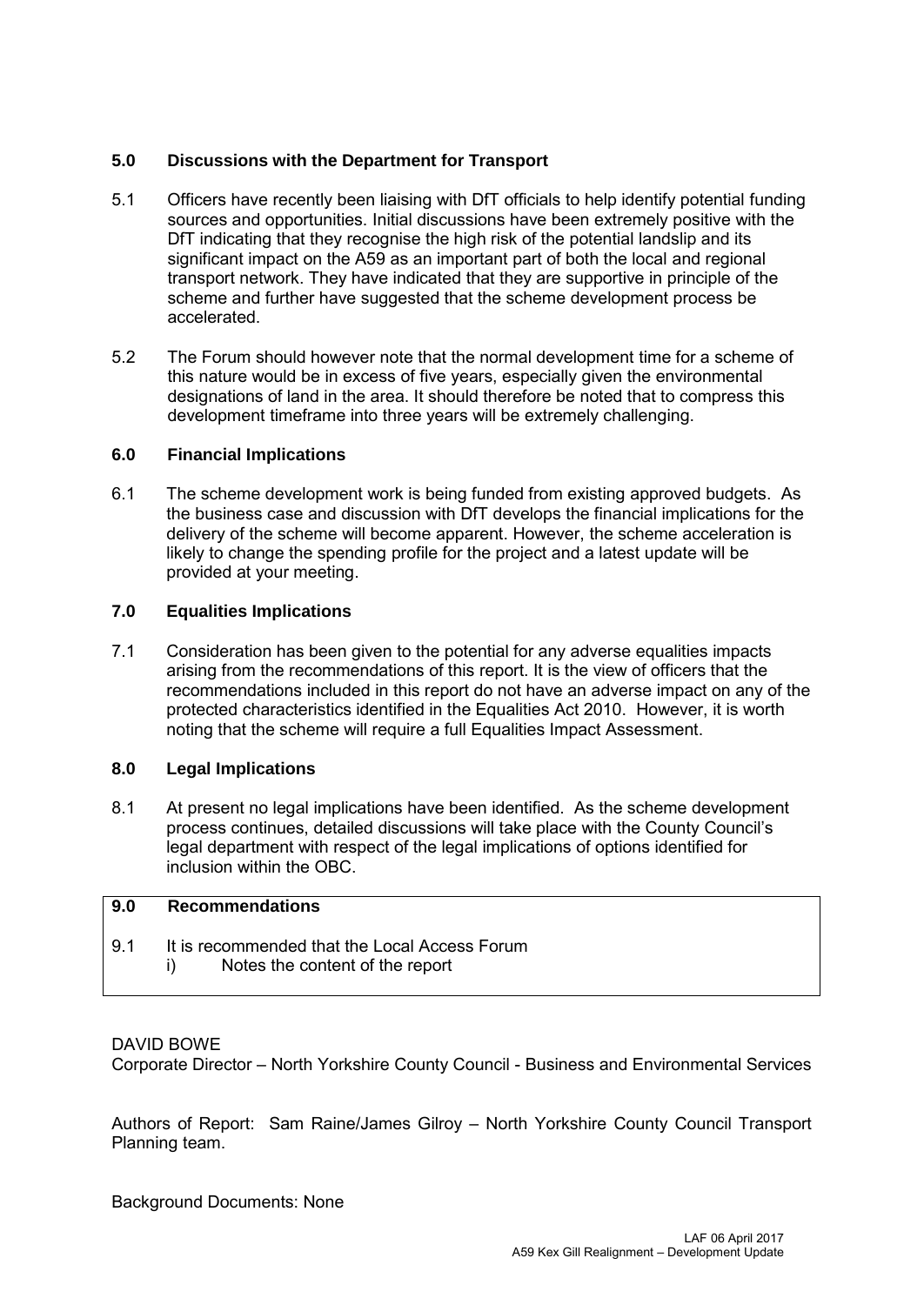## 5.0 Discussions with the Department for Transport

5.1 Officers have recently been liaising with DfT officials to help identify potential funding sources and opportunities. Initial discussions have been extremely positive with the DfT indicating that they recognise the high risk of the potential landslip and its significant impact on the A59 as an important part of both the local and regional transport network. They have indicated that they are supportive in principle of the scheme and further have suggested that the scheme development process be accelerated.

5.2 The Forum should however note that the normal development time for a scheme of this nature would be in excess of five years, especially given the environmental designations of land in the area. It should therefore be noted that to compress this development timeframe into three years will be extremely challenging.

## 6.0 Financial Implications

6.1 The scheme development work is being funded from existing approved budgets. As the business case and discussion with DfT develops the financial implications for the delivery of the scheme will become apparent. However, the scheme acceleration is likely to change the spending profile for the project and a latest update will be provided at your meeting.

## 7.0 Equalities Implications

7.1 Consideration has been given to the potential for any adverse equalities impacts arising from the recommendations of this report. It is the view of officers that the recommendations included in this report do not have an adverse impact on any of the protected characteristics identified in the Equalities Act 2010. However, it is worth noting that the scheme will require a full Equalities Impact Assessment.

## 8.0 Legal Implications

8.1 At present no legal implications have been identified. As the scheme development process continues, detailed discussions will take place with the County Council's legal department with respect of the legal implications of options identified for inclusion within the OBC.

## 9.0 Recommendations

9.1 It is recommended that the Local Access Forum
   i) Notes the content of the report

DAVID BOWE
Corporate Director – North Yorkshire County Council - Business and Environmental Services

Authors of Report: Sam Raine/James Gilroy – North Yorkshire County Council Transport Planning team.

Background Documents: None